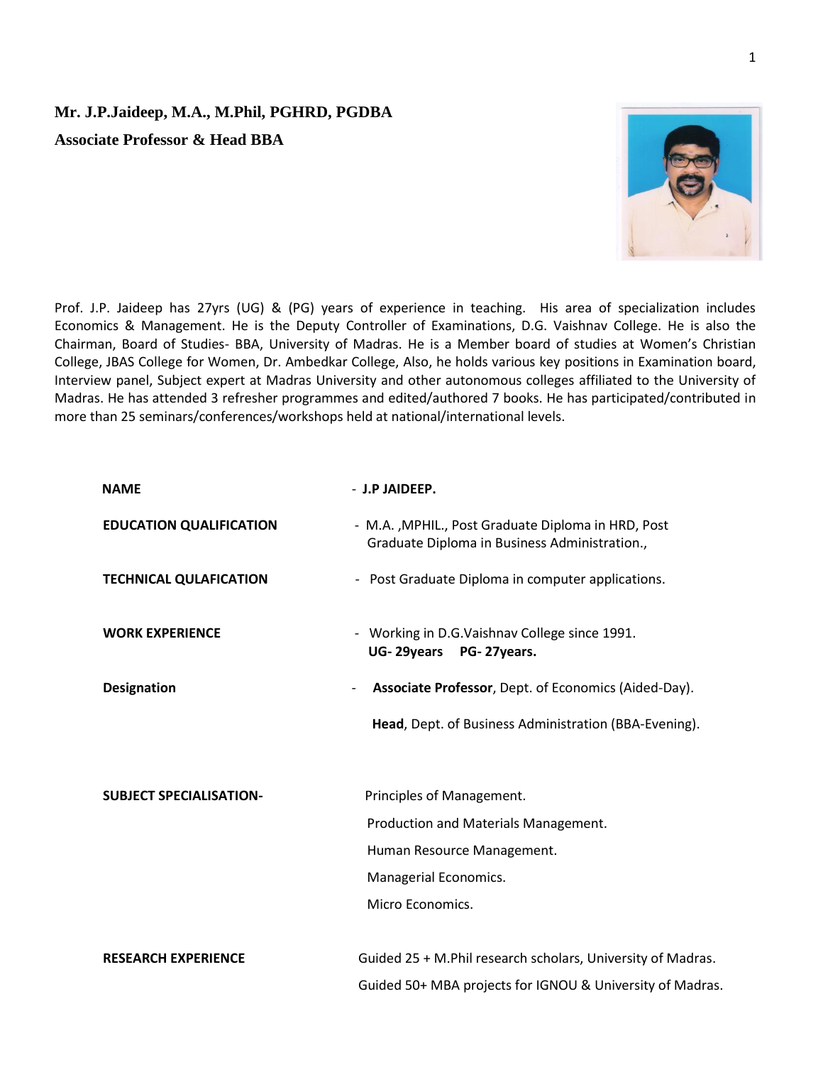# Mr. J.P.Jaideep, M.A., M.Phil, PGHRD, PGDBA

## Associate Professor & Head BBA

Prof. J.P. Jaideep has 27yrs (UG) & (PG) years of experience in teaching. His area of specialization includes Economics & Management. He is the Deputy Controller of Examinations, D.G. Vaishnav College. He is also the Chairman, Board of Studies- BBA, University of Madras. He is a Member board of studies at Women's Christian College, JBAS College for Women, Dr. Ambedkar College, Also, he holds various key positions in Examination board, Interview panel, Subject expert at Madras University and other autonomous colleges affiliated to the University of Madras. He has attended 3 refresher programmes and edited/authored 7 books. He has participated/contributed in more than 25 seminars/conferences/workshops held at national/international levels.

| | |
|---|---|
| **NAME** | - **J.P JAIDEEP.** |
| **EDUCATION QUALIFICATION** | - M.A. ,MPHIL., Post Graduate Diploma in HRD, Post Graduate Diploma in Business Administration., |
| **TECHNICAL QULAFICATION** | - Post Graduate Diploma in computer applications. |
| **WORK EXPERIENCE** | - Working in D.G.Vaishnav College since 1991. **UG- 29years PG- 27years.** |
| **Designation** | - **Associate Professor**, Dept. of Economics (Aided-Day). **Head**, Dept. of Business Administration (BBA-Evening). |
| **SUBJECT SPECIALISATION-** | Principles of Management. Production and Materials Management. Human Resource Management. Managerial Economics. Micro Economics. |
| **RESEARCH EXPERIENCE** | Guided 25 + M.Phil research scholars, University of Madras. Guided 50+ MBA projects for IGNOU & University of Madras. |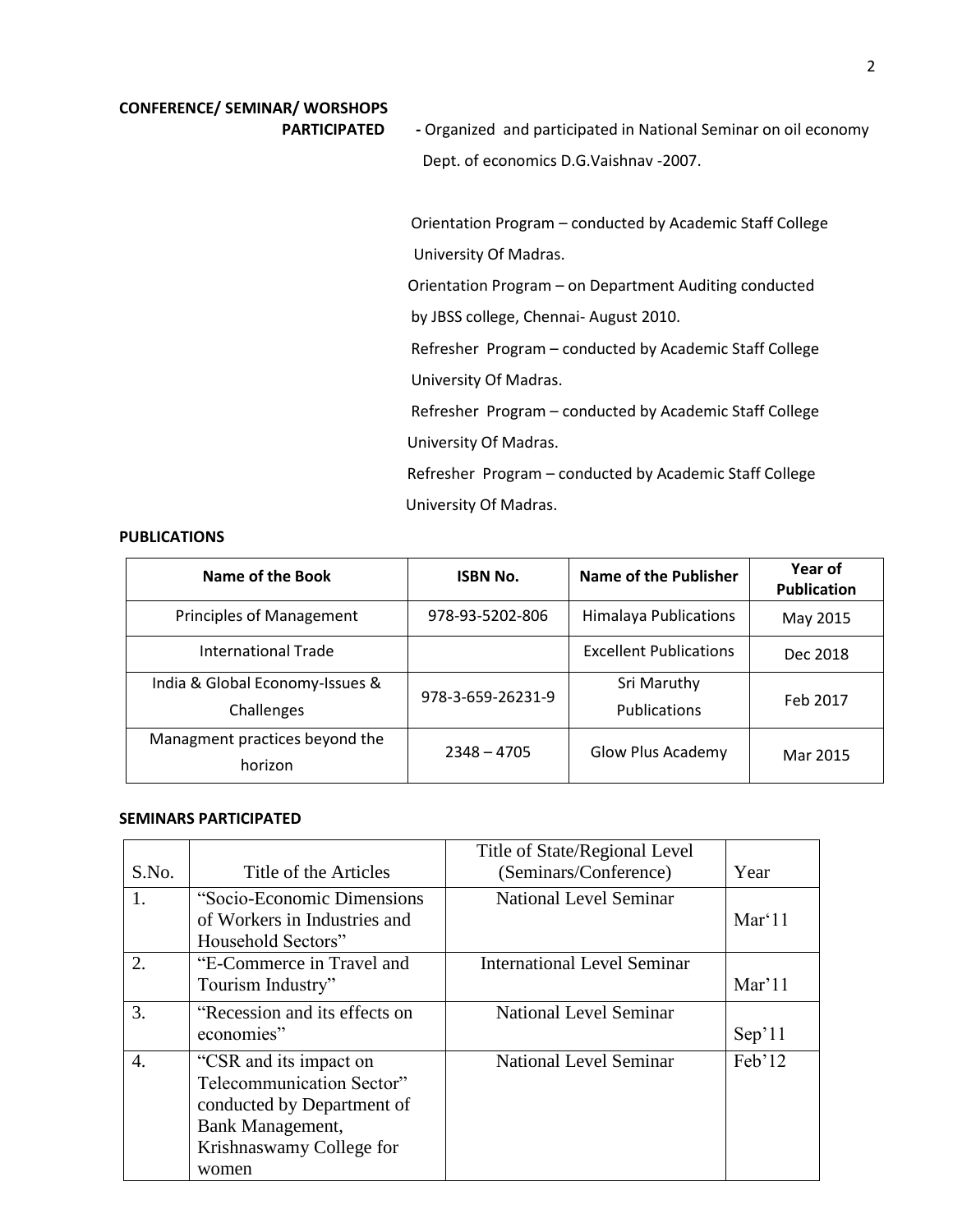**CONFERENCE/ SEMINAR/ WORSHOPS PARTICIPATED**

- Organized and participated in National Seminar on oil economy Dept. of economics D.G.Vaishnav -2007.

Orientation Program – conducted by Academic Staff College University Of Madras.

Orientation Program – on Department Auditing conducted by JBSS college, Chennai- August 2010.

Refresher Program – conducted by Academic Staff College University Of Madras.

Refresher Program – conducted by Academic Staff College University Of Madras.

Refresher Program – conducted by Academic Staff College University Of Madras.

**PUBLICATIONS**

| Name of the Book | ISBN No. | Name of the Publisher | Year of Publication |
|---|---|---|---|
| Principles of Management | 978-93-5202-806 | Himalaya Publications | May 2015 |
| International Trade | | Excellent Publications | Dec 2018 |
| India & Global Economy-Issues & Challenges | 978-3-659-26231-9 | Sri Maruthy Publications | Feb 2017 |
| Managment practices beyond the horizon | 2348 – 4705 | Glow Plus Academy | Mar 2015 |

**SEMINARS PARTICIPATED**

| S.No. | Title of the Articles | Title of State/Regional Level (Seminars/Conference) | Year |
|---|---|---|---|
| 1. | "Socio-Economic Dimensions of Workers in Industries and Household Sectors" | National Level Seminar | Mar'11 |
| 2. | "E-Commerce in Travel and Tourism Industry" | International Level Seminar | Mar'11 |
| 3. | "Recession and its effects on economies" | National Level Seminar | Sep'11 |
| 4. | "CSR and its impact on Telecommunication Sector" conducted by Department of Bank Management, Krishnaswamy College for women | National Level Seminar | Feb'12 |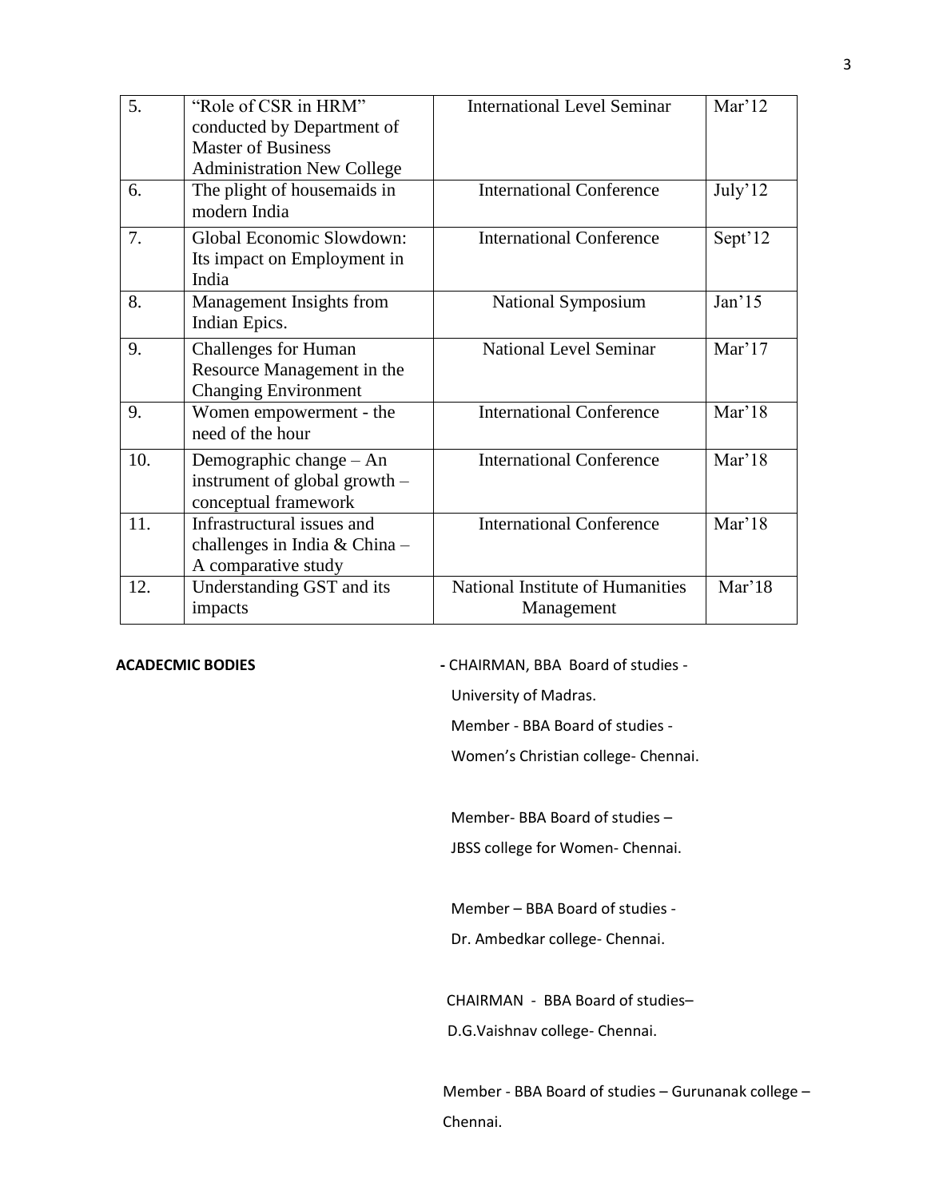| 5. | "Role of CSR in HRM" conducted by Department of Master of Business Administration New College | International Level Seminar | Mar'12 |
|---|---|---|---|
| 6. | The plight of housemaids in modern India | International Conference | July'12 |
| 7. | Global Economic Slowdown: Its impact on Employment in India | International Conference | Sept'12 |
| 8. | Management Insights from Indian Epics. | National Symposium | Jan'15 |
| 9. | Challenges for Human Resource Management in the Changing Environment | National Level Seminar | Mar'17 |
| 9. | Women empowerment - the need of the hour | International Conference | Mar'18 |
| 10. | Demographic change – An instrument of global growth – conceptual framework | International Conference | Mar'18 |
| 11. | Infrastructural issues and challenges in India & China – A comparative study | International Conference | Mar'18 |
| 12. | Understanding GST and its impacts | National Institute of Humanities Management | Mar'18 |

**ACADECMIC BODIES**

- CHAIRMAN, BBA Board of studies - University of Madras.

  Member - BBA Board of studies - Women's Christian college- Chennai.

  Member- BBA Board of studies – JBSS college for Women- Chennai.

  Member – BBA Board of studies - Dr. Ambedkar college- Chennai.

  CHAIRMAN - BBA Board of studies– D.G.Vaishnav college- Chennai.

  Member - BBA Board of studies – Gurunanak college – Chennai.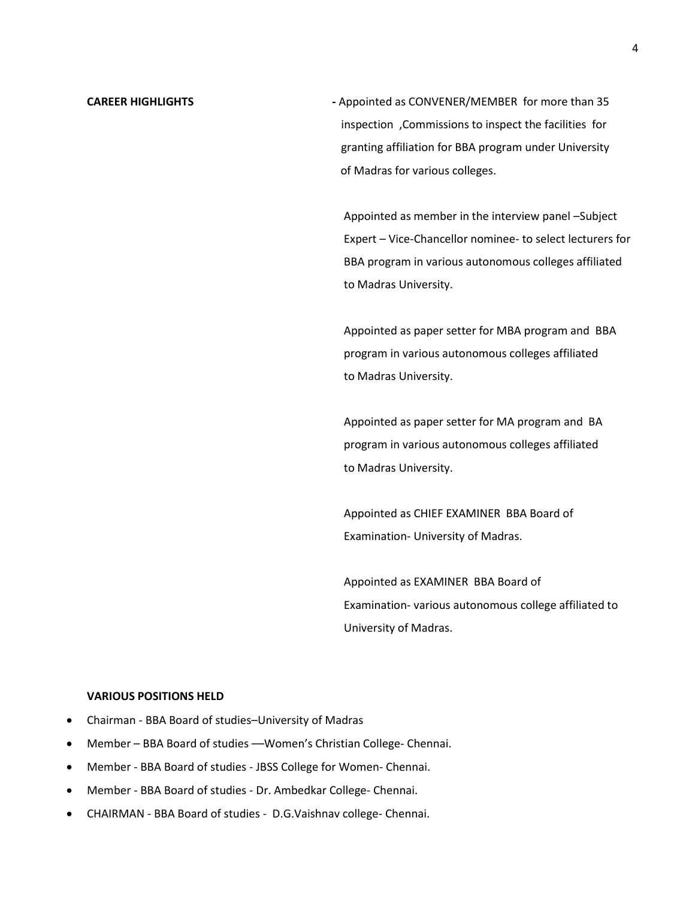**CAREER HIGHLIGHTS**

- Appointed as CONVENER/MEMBER for more than 35 inspection ,Commissions to inspect the facilities for granting affiliation for BBA program under University of Madras for various colleges.

Appointed as member in the interview panel –Subject Expert – Vice-Chancellor nominee- to select lecturers for BBA program in various autonomous colleges affiliated to Madras University.

Appointed as paper setter for MBA program and BBA program in various autonomous colleges affiliated to Madras University.

Appointed as paper setter for MA program and BA program in various autonomous colleges affiliated to Madras University.

Appointed as CHIEF EXAMINER BBA Board of Examination- University of Madras.

Appointed as EXAMINER BBA Board of Examination- various autonomous college affiliated to University of Madras.

**VARIOUS POSITIONS HELD**

- Chairman - BBA Board of studies–University of Madras
- Member – BBA Board of studies —Women's Christian College- Chennai.
- Member - BBA Board of studies - JBSS College for Women- Chennai.
- Member - BBA Board of studies - Dr. Ambedkar College- Chennai.
- CHAIRMAN - BBA Board of studies - D.G.Vaishnav college- Chennai.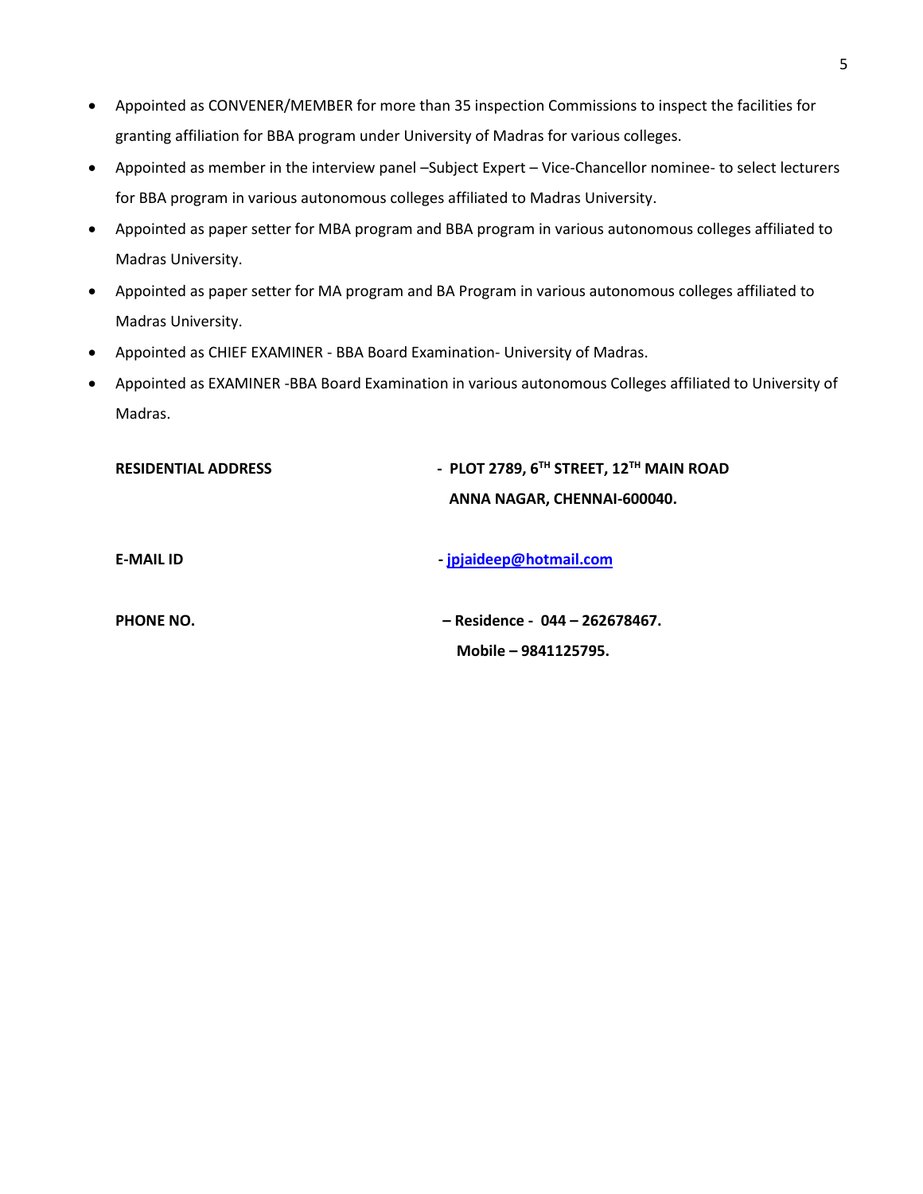- Appointed as CONVENER/MEMBER for more than 35 inspection Commissions to inspect the facilities for granting affiliation for BBA program under University of Madras for various colleges.
- Appointed as member in the interview panel –Subject Expert – Vice-Chancellor nominee- to select lecturers for BBA program in various autonomous colleges affiliated to Madras University.
- Appointed as paper setter for MBA program and BBA program in various autonomous colleges affiliated to Madras University.
- Appointed as paper setter for MA program and BA Program in various autonomous colleges affiliated to Madras University.
- Appointed as CHIEF EXAMINER - BBA Board Examination- University of Madras.
- Appointed as EXAMINER -BBA Board Examination in various autonomous Colleges affiliated to University of Madras.

**RESIDENTIAL ADDRESS** - **PLOT 2789, 6TH STREET, 12TH MAIN ROAD**
**ANNA NAGAR, CHENNAI-600040.**

**E-MAIL ID** - **jpjaideep@hotmail.com**

**PHONE NO.** – **Residence - 044 – 262678467.**
**Mobile – 9841125795.**